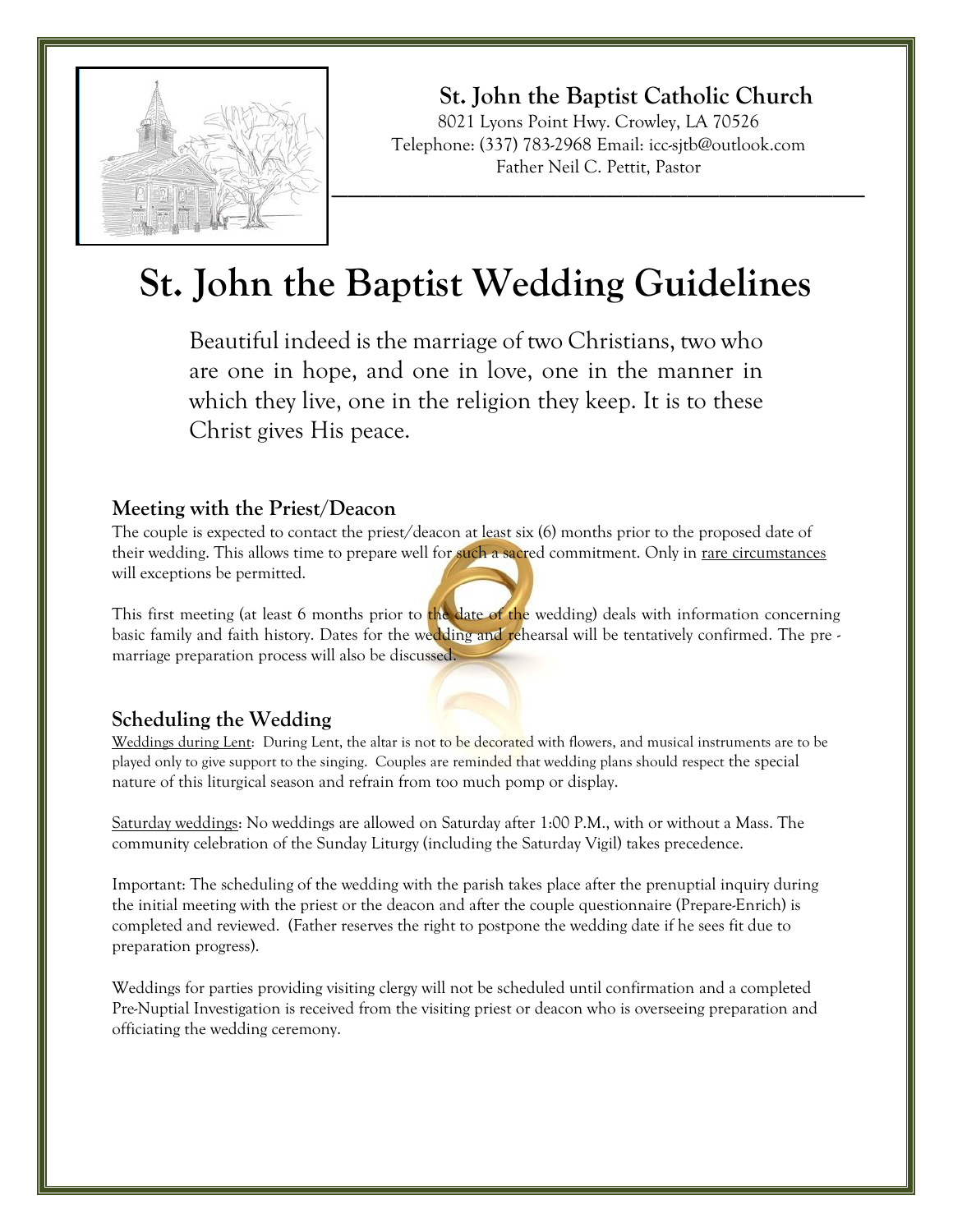**St. John the Baptist Catholic Church**

8021 Lyons Point Hwy. Crowley, LA 70526
Telephone: (337) 783-2968 Email: icc-sjtb@outlook.com
Father Neil C. Pettit, Pastor

# St. John the Baptist Wedding Guidelines

Beautiful indeed is the marriage of two Christians, two who are one in hope, and one in love, one in the manner in which they live, one in the religion they keep. It is to these Christ gives His peace.

### Meeting with the Priest/Deacon

The couple is expected to contact the priest/deacon at least six (6) months prior to the proposed date of their wedding. This allows time to prepare well for such a sacred commitment. Only in rare circumstances will exceptions be permitted.

This first meeting (at least 6 months prior to the date of the wedding) deals with information concerning basic family and faith history. Dates for the wedding and rehearsal will be tentatively confirmed. The pre-marriage preparation process will also be discussed.

### Scheduling the Wedding

Weddings during Lent: During Lent, the altar is not to be decorated with flowers, and musical instruments are to be played only to give support to the singing. Couples are reminded that wedding plans should respect the special nature of this liturgical season and refrain from too much pomp or display.

Saturday weddings: No weddings are allowed on Saturday after 1:00 P.M., with or without a Mass. The community celebration of the Sunday Liturgy (including the Saturday Vigil) takes precedence.

Important: The scheduling of the wedding with the parish takes place after the prenuptial inquiry during the initial meeting with the priest or the deacon and after the couple questionnaire (Prepare-Enrich) is completed and reviewed. (Father reserves the right to postpone the wedding date if he sees fit due to preparation progress).

Weddings for parties providing visiting clergy will not be scheduled until confirmation and a completed Pre-Nuptial Investigation is received from the visiting priest or deacon who is overseeing preparation and officiating the wedding ceremony.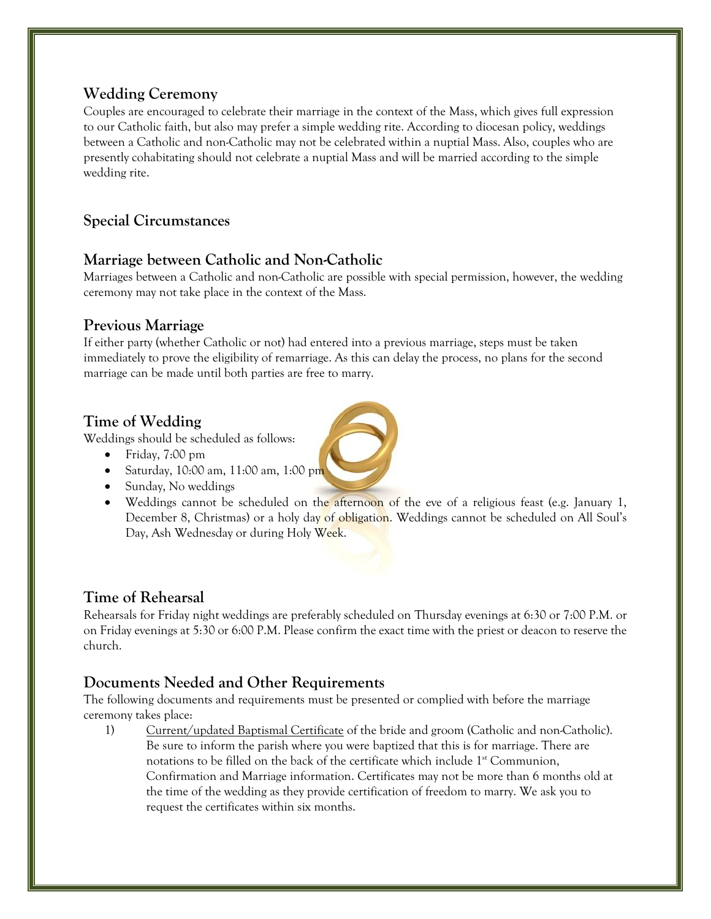## Wedding Ceremony

Couples are encouraged to celebrate their marriage in the context of the Mass, which gives full expression to our Catholic faith, but also may prefer a simple wedding rite. According to diocesan policy, weddings between a Catholic and non-Catholic may not be celebrated within a nuptial Mass. Also, couples who are presently cohabitating should not celebrate a nuptial Mass and will be married according to the simple wedding rite.

## Special Circumstances

## Marriage between Catholic and Non-Catholic

Marriages between a Catholic and non-Catholic are possible with special permission, however, the wedding ceremony may not take place in the context of the Mass.

## Previous Marriage

If either party (whether Catholic or not) had entered into a previous marriage, steps must be taken immediately to prove the eligibility of remarriage. As this can delay the process, no plans for the second marriage can be made until both parties are free to marry.

## Time of Wedding

Weddings should be scheduled as follows:

- Friday, 7:00 pm
- Saturday, 10:00 am, 11:00 am, 1:00 pm
- Sunday, No weddings
- Weddings cannot be scheduled on the afternoon of the eve of a religious feast (e.g. January 1, December 8, Christmas) or a holy day of obligation. Weddings cannot be scheduled on All Soul's Day, Ash Wednesday or during Holy Week.

## Time of Rehearsal

Rehearsals for Friday night weddings are preferably scheduled on Thursday evenings at 6:30 or 7:00 P.M. or on Friday evenings at 5:30 or 6:00 P.M. Please confirm the exact time with the priest or deacon to reserve the church.

## Documents Needed and Other Requirements

The following documents and requirements must be presented or complied with before the marriage ceremony takes place:

1) Current/updated Baptismal Certificate of the bride and groom (Catholic and non-Catholic). Be sure to inform the parish where you were baptized that this is for marriage. There are notations to be filled on the back of the certificate which include 1st Communion, Confirmation and Marriage information. Certificates may not be more than 6 months old at the time of the wedding as they provide certification of freedom to marry. We ask you to request the certificates within six months.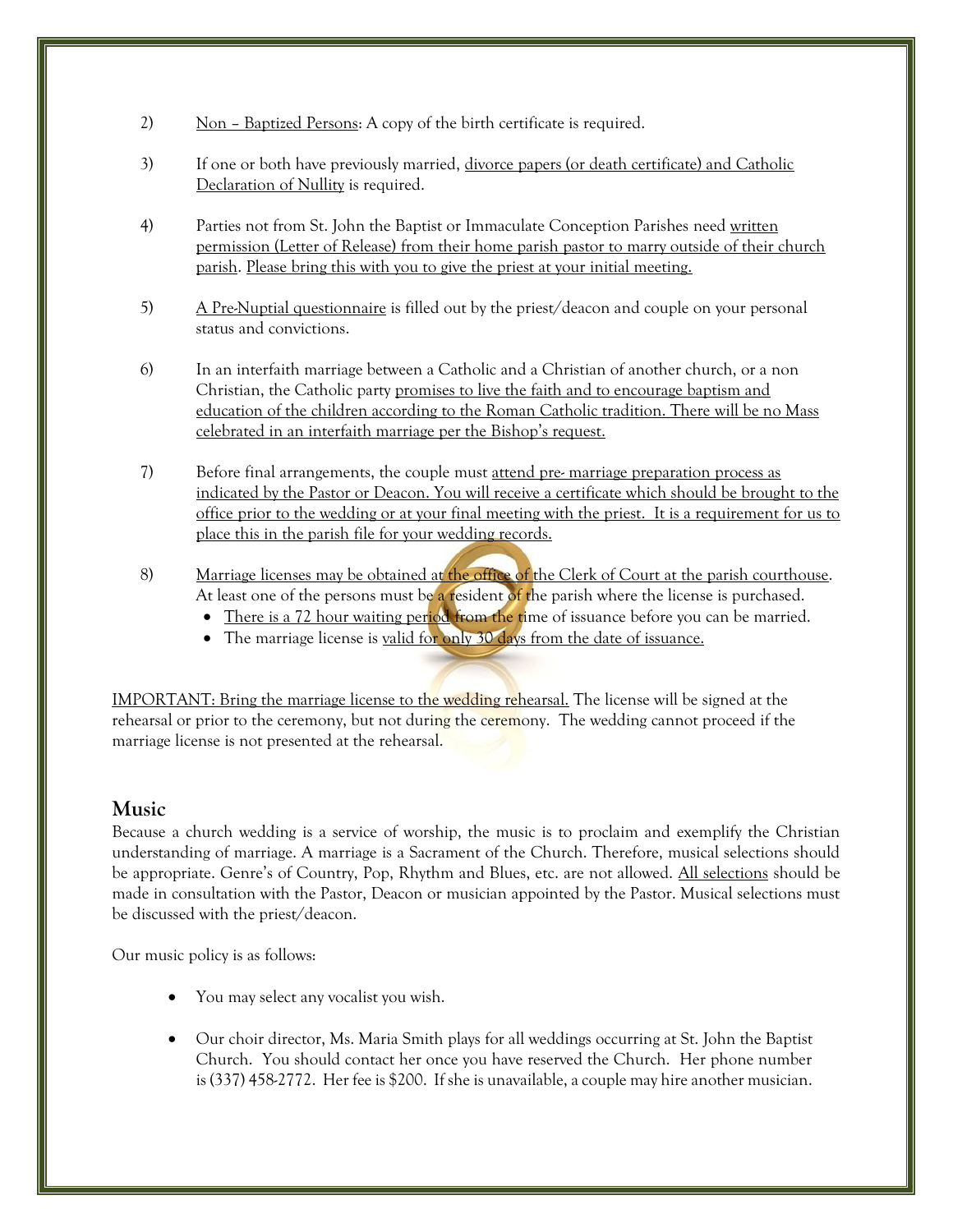2) Non – Baptized Persons: A copy of the birth certificate is required.

3) If one or both have previously married, divorce papers (or death certificate) and Catholic Declaration of Nullity is required.

4) Parties not from St. John the Baptist or Immaculate Conception Parishes need written permission (Letter of Release) from their home parish pastor to marry outside of their church parish. Please bring this with you to give the priest at your initial meeting.

5) A Pre-Nuptial questionnaire is filled out by the priest/deacon and couple on your personal status and convictions.

6) In an interfaith marriage between a Catholic and a Christian of another church, or a non Christian, the Catholic party promises to live the faith and to encourage baptism and education of the children according to the Roman Catholic tradition. There will be no Mass celebrated in an interfaith marriage per the Bishop's request.

7) Before final arrangements, the couple must attend pre- marriage preparation process as indicated by the Pastor or Deacon. You will receive a certificate which should be brought to the office prior to the wedding or at your final meeting with the priest. It is a requirement for us to place this in the parish file for your wedding records.

8) Marriage licenses may be obtained at the office of the Clerk of Court at the parish courthouse. At least one of the persons must be a resident of the parish where the license is purchased.
   - There is a 72 hour waiting period from the time of issuance before you can be married.
   - The marriage license is valid for only 30 days from the date of issuance.

IMPORTANT: Bring the marriage license to the wedding rehearsal. The license will be signed at the rehearsal or prior to the ceremony, but not during the ceremony. The wedding cannot proceed if the marriage license is not presented at the rehearsal.

## Music

Because a church wedding is a service of worship, the music is to proclaim and exemplify the Christian understanding of marriage. A marriage is a Sacrament of the Church. Therefore, musical selections should be appropriate. Genre's of Country, Pop, Rhythm and Blues, etc. are not allowed. All selections should be made in consultation with the Pastor, Deacon or musician appointed by the Pastor. Musical selections must be discussed with the priest/deacon.

Our music policy is as follows:

- You may select any vocalist you wish.

- Our choir director, Ms. Maria Smith plays for all weddings occurring at St. John the Baptist Church. You should contact her once you have reserved the Church. Her phone number is (337) 458-2772. Her fee is $200. If she is unavailable, a couple may hire another musician.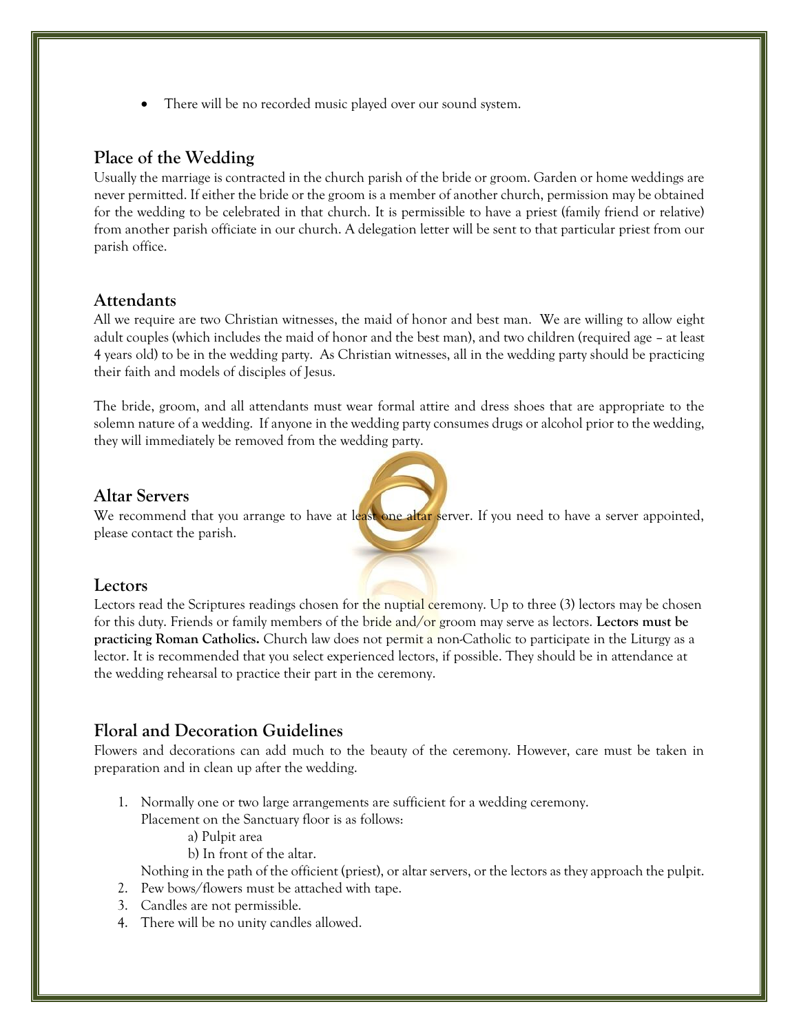- There will be no recorded music played over our sound system.

## Place of the Wedding

Usually the marriage is contracted in the church parish of the bride or groom. Garden or home weddings are never permitted. If either the bride or the groom is a member of another church, permission may be obtained for the wedding to be celebrated in that church. It is permissible to have a priest (family friend or relative) from another parish officiate in our church. A delegation letter will be sent to that particular priest from our parish office.

## Attendants

All we require are two Christian witnesses, the maid of honor and best man. We are willing to allow eight adult couples (which includes the maid of honor and the best man), and two children (required age – at least 4 years old) to be in the wedding party. As Christian witnesses, all in the wedding party should be practicing their faith and models of disciples of Jesus.

The bride, groom, and all attendants must wear formal attire and dress shoes that are appropriate to the solemn nature of a wedding. If anyone in the wedding party consumes drugs or alcohol prior to the wedding, they will immediately be removed from the wedding party.

## Altar Servers

We recommend that you arrange to have at least one altar server. If you need to have a server appointed, please contact the parish.

## Lectors

Lectors read the Scriptures readings chosen for the nuptial ceremony. Up to three (3) lectors may be chosen for this duty. Friends or family members of the bride and/or groom may serve as lectors. **Lectors must be practicing Roman Catholics.** Church law does not permit a non-Catholic to participate in the Liturgy as a lector. It is recommended that you select experienced lectors, if possible. They should be in attendance at the wedding rehearsal to practice their part in the ceremony.

## Floral and Decoration Guidelines

Flowers and decorations can add much to the beauty of the ceremony. However, care must be taken in preparation and in clean up after the wedding.

1. Normally one or two large arrangements are sufficient for a wedding ceremony.
   Placement on the Sanctuary floor is as follows:
   - a) Pulpit area
   - b) In front of the altar.

   Nothing in the path of the officient (priest), or altar servers, or the lectors as they approach the pulpit.
2. Pew bows/flowers must be attached with tape.
3. Candles are not permissible.
4. There will be no unity candles allowed.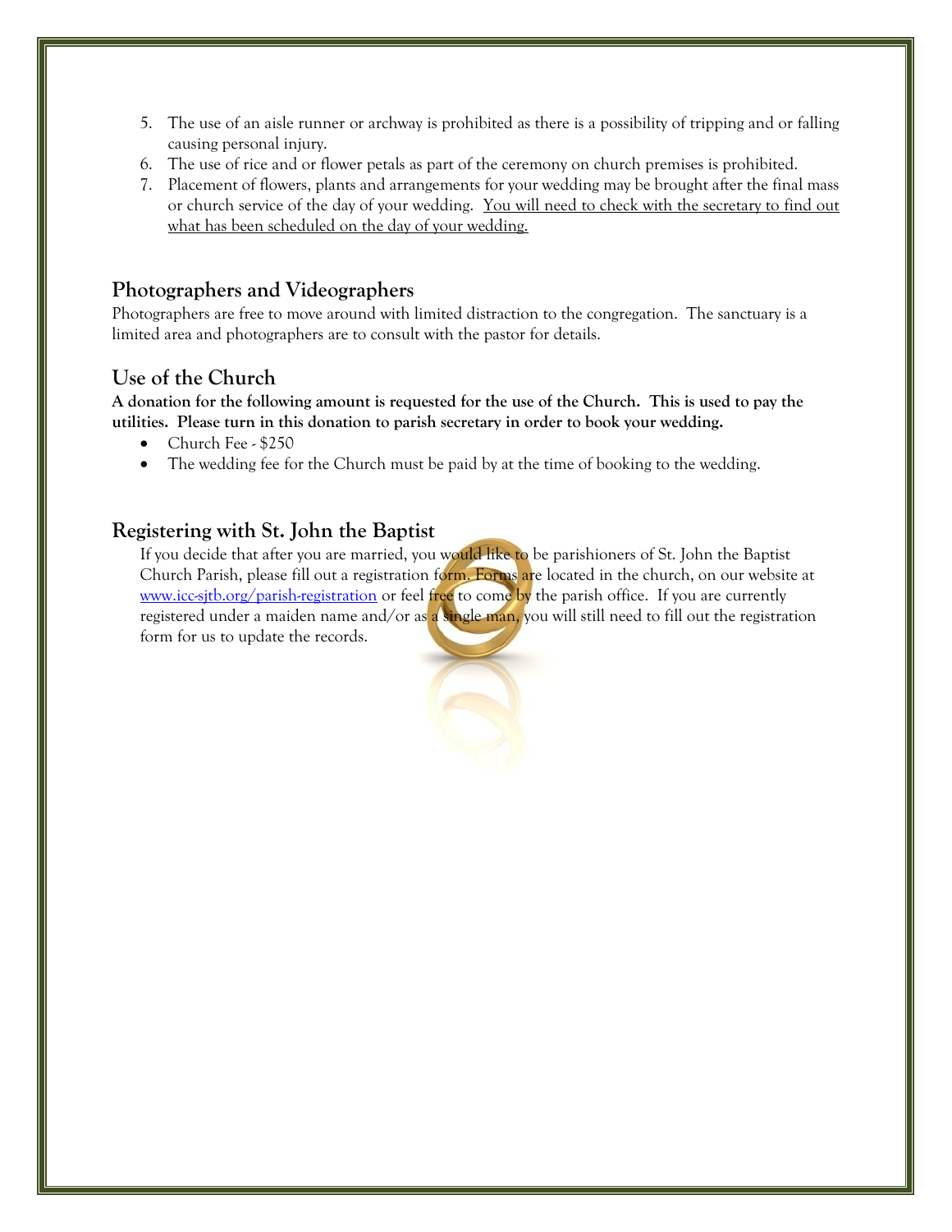5. The use of an aisle runner or archway is prohibited as there is a possibility of tripping and or falling causing personal injury.
6. The use of rice and or flower petals as part of the ceremony on church premises is prohibited.
7. Placement of flowers, plants and arrangements for your wedding may be brought after the final mass or church service of the day of your wedding. <u>You will need to check with the secretary to find out what has been scheduled on the day of your wedding.</u>

## Photographers and Videographers

Photographers are free to move around with limited distraction to the congregation. The sanctuary is a limited area and photographers are to consult with the pastor for details.

## Use of the Church

**A donation for the following amount is requested for the use of the Church. This is used to pay the utilities. Please turn in this donation to parish secretary in order to book your wedding.**

- Church Fee - $250
- The wedding fee for the Church must be paid by at the time of booking to the wedding.

## Registering with St. John the Baptist

If you decide that after you are married, you would like to be parishioners of St. John the Baptist Church Parish, please fill out a registration form. Forms are located in the church, on our website at www.icc-sjtb.org/parish-registration or feel free to come by the parish office. If you are currently registered under a maiden name and/or as a single man, you will still need to fill out the registration form for us to update the records.